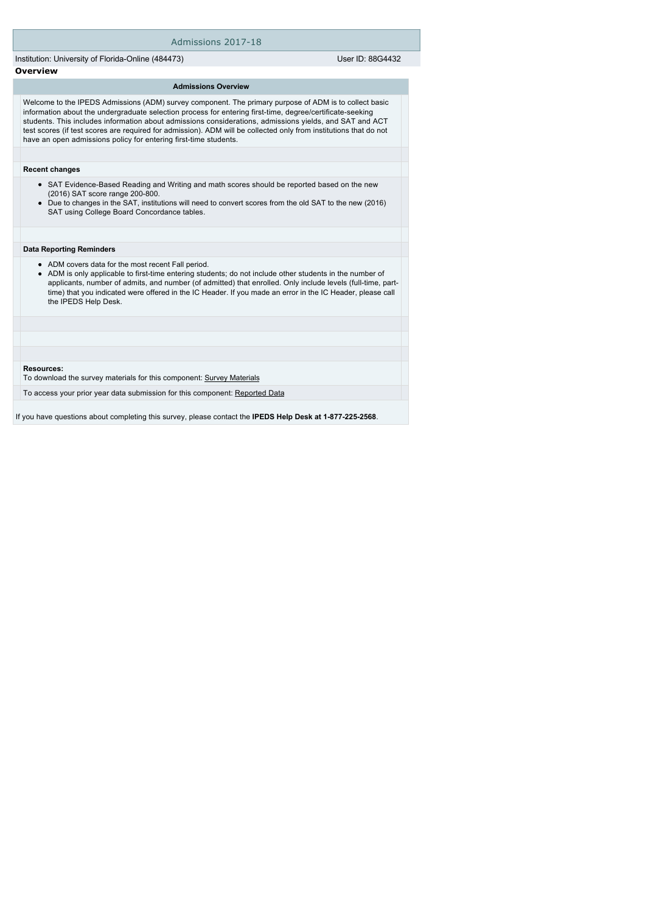# Admissions 2017-18

Institution: University of Florida-Online (484473) User ID: 88G4432

## Overview

### Admissions Overview

Welcome to the IPEDS Admissions (ADM) survey component. The primary purpose of ADM is to collect basic information about the undergraduate selection process for entering first-time, degree/certificate-seeking students. This includes information about admissions considerations, admissions yields, and SAT and ACT test scores (if test scores are required for admission). ADM will be collected only from institutions that do not have an open admissions policy for entering first-time students.

**Recent changes**

- SAT Evidence-Based Reading and Writing and math scores should be reported based on the new (2016) SAT score range 200-800.
- Due to changes in the SAT, institutions will need to convert scores from the old SAT to the new (2016) SAT using College Board Concordance tables.

**Data Reporting Reminders**

- ADM covers data for the most recent Fall period.
- ADM is only applicable to first-time entering students; do not include other students in the number of applicants, number of admits, and number (of admitted) that enrolled. Only include levels (full-time, part-time) that you indicated were offered in the IC Header. If you made an error in the IC Header, please call the IPEDS Help Desk.

**Resources:**

To download the survey materials for this component: Survey Materials

To access your prior year data submission for this component: Reported Data

If you have questions about completing this survey, please contact the **IPEDS Help Desk at 1-877-225-2568**.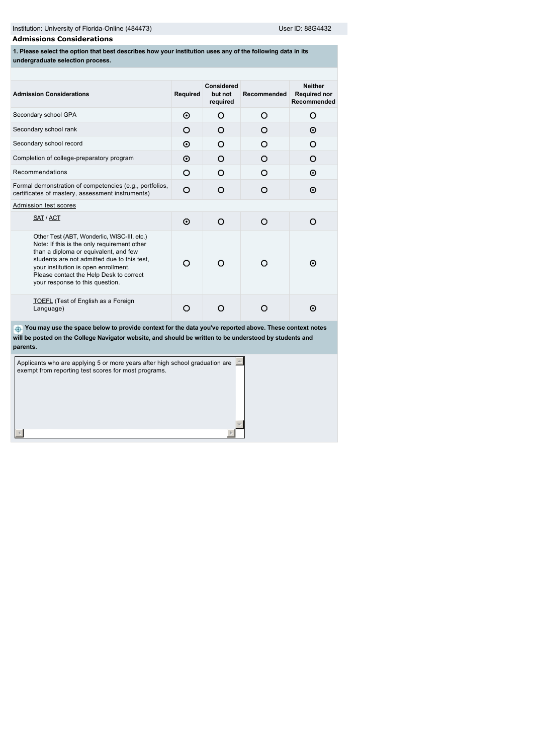Institution: University of Florida-Online (484473) User ID: 88G4432

**Admissions Considerations**

**1. Please select the option that best describes how your institution uses any of the following data in its undergraduate selection process.**

| Admission Considerations | Required | Considered but not required | Recommended | Neither Required nor Recommended |
|---|---|---|---|---|
| Secondary school GPA | ⊙ | ○ | ○ | ○ |
| Secondary school rank | ○ | ○ | ○ | ⊙ |
| Secondary school record | ⊙ | ○ | ○ | ○ |
| Completion of college-preparatory program | ⊙ | ○ | ○ | ○ |
| Recommendations | ○ | ○ | ○ | ⊙ |
| Formal demonstration of competencies (e.g., portfolios, certificates of mastery, assessment instruments) | ○ | ○ | ○ | ⊙ |
| Admission test scores | | | | |
| SAT / ACT | ⊙ | ○ | ○ | ○ |
| Other Test (ABT, Wonderlic, WISC-III, etc.) Note: If this is the only requirement other than a diploma or equivalent, and few students are not admitted due to this test, your institution is open enrollment. Please contact the Help Desk to correct your response to this question. | ○ | ○ | ○ | ⊙ |
| TOEFL (Test of English as a Foreign Language) | ○ | ○ | ○ | ⊙ |

**You may use the space below to provide context for the data you've reported above. These context notes will be posted on the College Navigator website, and should be written to be understood by students and parents.**

Applicants who are applying 5 or more years after high school graduation are exempt from reporting test scores for most programs.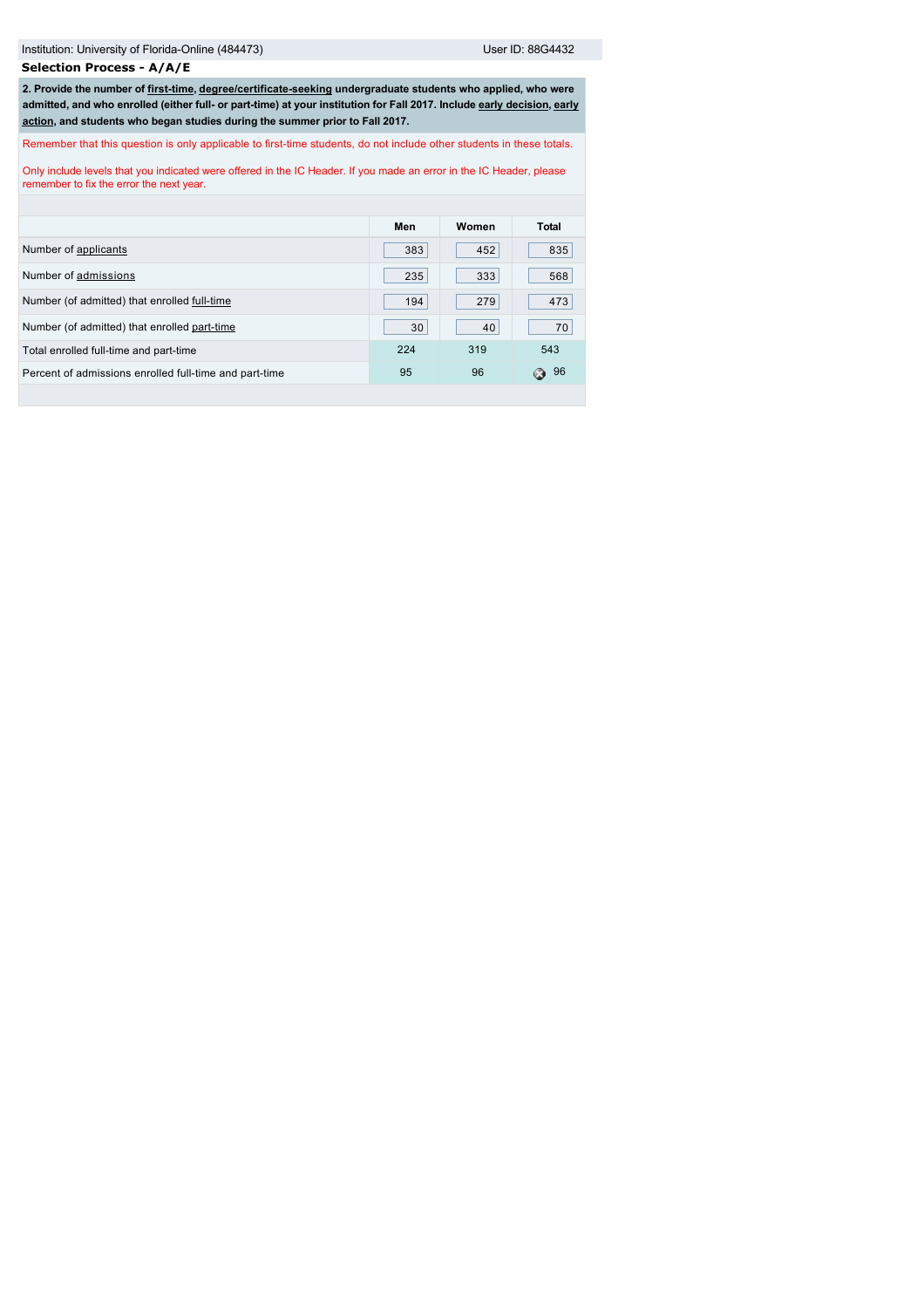Institution: University of Florida-Online (484473) User ID: 88G4432

## Selection Process - A/A/E

**2. Provide the number of first-time, degree/certificate-seeking undergraduate students who applied, who were admitted, and who enrolled (either full- or part-time) at your institution for Fall 2017. Include early decision, early action, and students who began studies during the summer prior to Fall 2017.**

Remember that this question is only applicable to first-time students, do not include other students in these totals.

Only include levels that you indicated were offered in the IC Header. If you made an error in the IC Header, please remember to fix the error the next year.

| | Men | Women | Total |
|---|---|---|---|
| Number of applicants | 383 | 452 | 835 |
| Number of admissions | 235 | 333 | 568 |
| Number (of admitted) that enrolled full-time | 194 | 279 | 473 |
| Number (of admitted) that enrolled part-time | 30 | 40 | 70 |
| Total enrolled full-time and part-time | 224 | 319 | 543 |
| Percent of admissions enrolled full-time and part-time | 95 | 96 | 96 |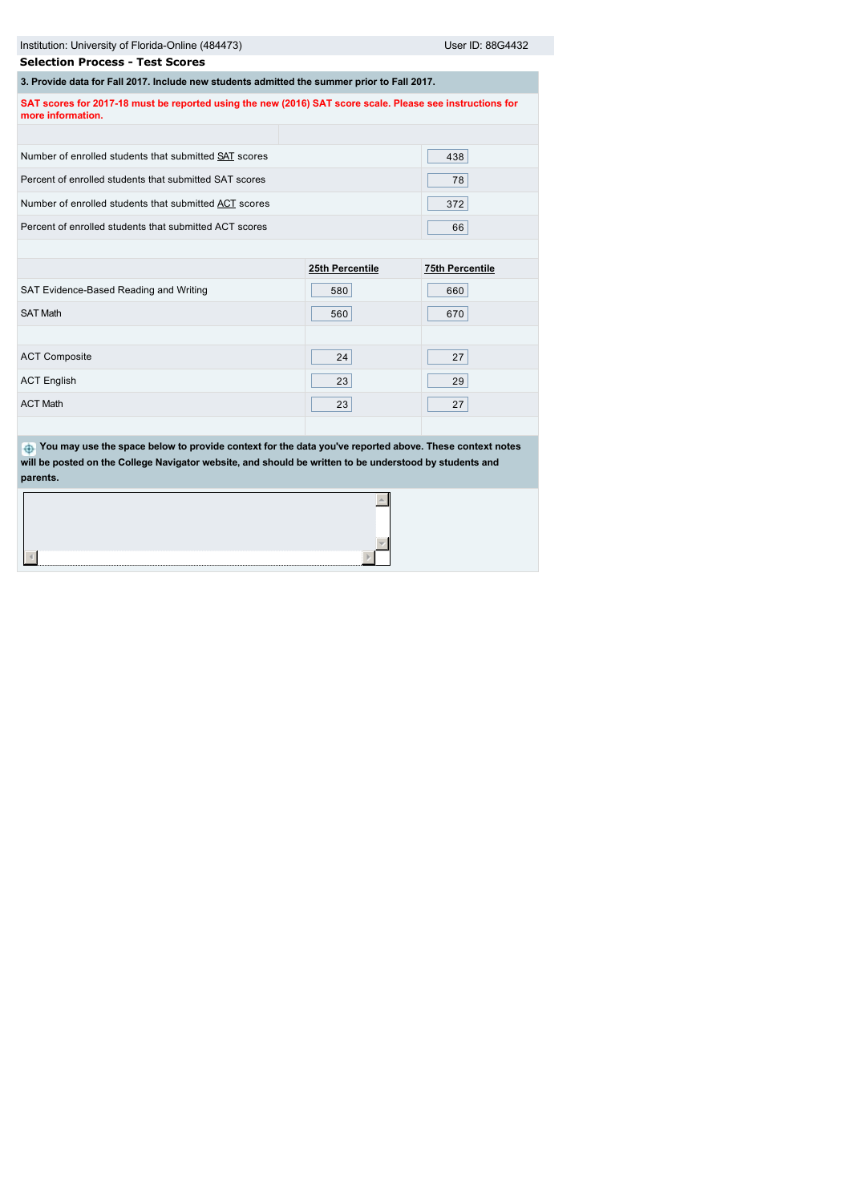Institution: University of Florida-Online (484473) User ID: 88G4432

## Selection Process - Test Scores

**3. Provide data for Fall 2017. Include new students admitted the summer prior to Fall 2017.**

**SAT scores for 2017-18 must be reported using the new (2016) SAT score scale. Please see instructions for more information.**

| | |
|---|---|
| Number of enrolled students that submitted SAT scores | 438 |
| Percent of enrolled students that submitted SAT scores | 78 |
| Number of enrolled students that submitted ACT scores | 372 |
| Percent of enrolled students that submitted ACT scores | 66 |

| | 25th Percentile | 75th Percentile |
|---|---|---|
| SAT Evidence-Based Reading and Writing | 580 | 660 |
| SAT Math | 560 | 670 |
| | | |
| ACT Composite | 24 | 27 |
| ACT English | 23 | 29 |
| ACT Math | 23 | 27 |

**You may use the space below to provide context for the data you've reported above. These context notes will be posted on the College Navigator website, and should be written to be understood by students and parents.**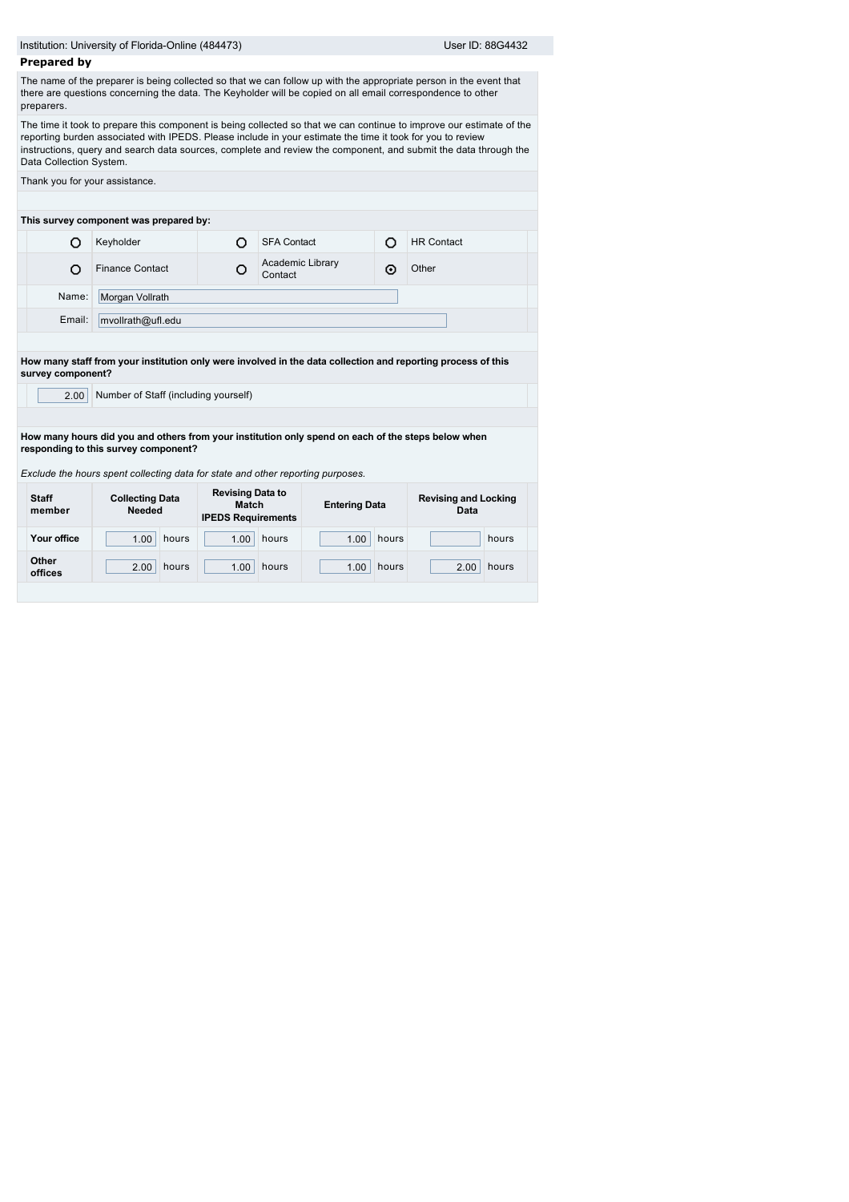Institution: University of Florida-Online (484473) User ID: 88G4432

## Prepared by

The name of the preparer is being collected so that we can follow up with the appropriate person in the event that there are questions concerning the data. The Keyholder will be copied on all email correspondence to other preparers.

The time it took to prepare this component is being collected so that we can continue to improve our estimate of the reporting burden associated with IPEDS. Please include in your estimate the time it took for you to review instructions, query and search data sources, complete and review the component, and submit the data through the Data Collection System.

Thank you for your assistance.

**This survey component was prepared by:**

| | | | | | |
|---|---|---|---|---|---|
| ○ | Keyholder | ○ | SFA Contact | ○ | HR Contact |
| ○ | Finance Contact | ○ | Academic Library Contact | ⊙ | Other |

Name: Morgan Vollrath

Email: mvollrath@ufl.edu

**How many staff from your institution only were involved in the data collection and reporting process of this survey component?**

2.00 Number of Staff (including yourself)

**How many hours did you and others from your institution only spend on each of the steps below when responding to this survey component?**

*Exclude the hours spent collecting data for state and other reporting purposes.*

| Staff member | Collecting Data Needed | Revising Data to Match IPEDS Requirements | Entering Data | Revising and Locking Data |
|---|---|---|---|---|
| Your office | 1.00 hours | 1.00 hours | 1.00 hours | hours |
| Other offices | 2.00 hours | 1.00 hours | 1.00 hours | 2.00 hours |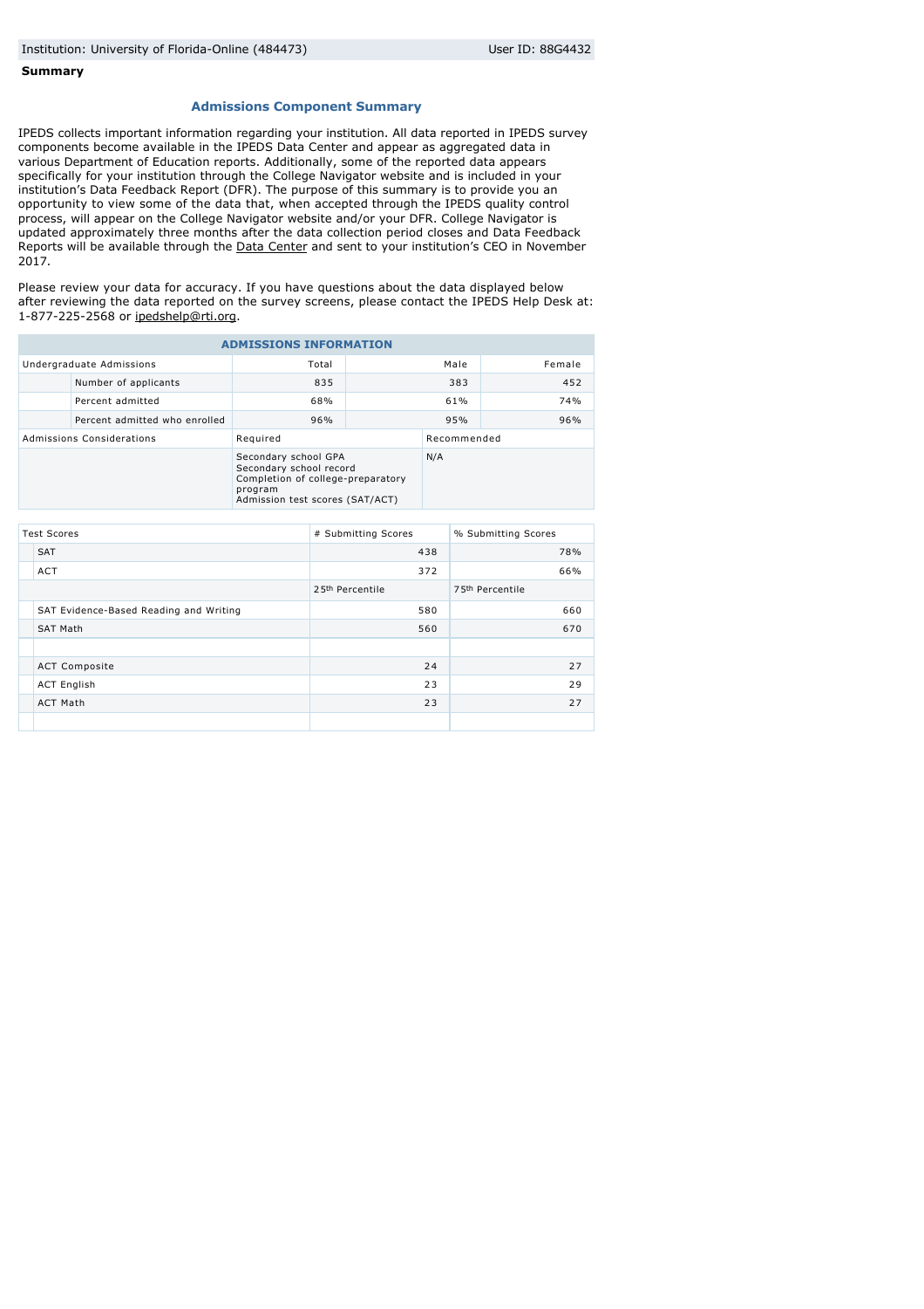Institution: University of Florida-Online (484473) User ID: 88G4432

**Summary**

## Admissions Component Summary

IPEDS collects important information regarding your institution. All data reported in IPEDS survey components become available in the IPEDS Data Center and appear as aggregated data in various Department of Education reports. Additionally, some of the reported data appears specifically for your institution through the College Navigator website and is included in your institution's Data Feedback Report (DFR). The purpose of this summary is to provide you an opportunity to view some of the data that, when accepted through the IPEDS quality control process, will appear on the College Navigator website and/or your DFR. College Navigator is updated approximately three months after the data collection period closes and Data Feedback Reports will be available through the Data Center and sent to your institution's CEO in November 2017.

Please review your data for accuracy. If you have questions about the data displayed below after reviewing the data reported on the survey screens, please contact the IPEDS Help Desk at: 1-877-225-2568 or ipedshelp@rti.org.

| ADMISSIONS INFORMATION | | | |
|---|---|---|---|
| Undergraduate Admissions | Total | Male | Female |
| Number of applicants | 835 | 383 | 452 |
| Percent admitted | 68% | 61% | 74% |
| Percent admitted who enrolled | 96% | 95% | 96% |

| Admissions Considerations | Required | Recommended |
|---|---|---|
| | Secondary school GPA<br>Secondary school record<br>Completion of college-preparatory program<br>Admission test scores (SAT/ACT) | N/A |

| Test Scores | # Submitting Scores | % Submitting Scores |
|---|---|---|
| SAT | 438 | 78% |
| ACT | 372 | 66% |
| | 25th Percentile | 75th Percentile |
| SAT Evidence-Based Reading and Writing | 580 | 660 |
| SAT Math | 560 | 670 |
| | | |
| ACT Composite | 24 | 27 |
| ACT English | 23 | 29 |
| ACT Math | 23 | 27 |
| | | |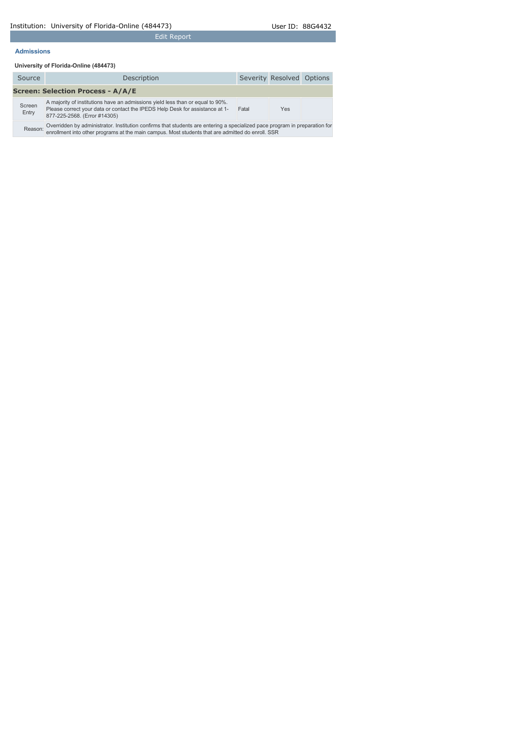Institution: University of Florida-Online (484473) User ID: 88G4432

Edit Report

**Admissions**

**University of Florida-Online (484473)**

| Source | Description | Severity | Resolved | Options |
|---|---|---|---|---|
| **Screen: Selection Process - A/A/E** | | | | |
| Screen Entry | A majority of institutions have an admissions yield less than or equal to 90%. Please correct your data or contact the IPEDS Help Desk for assistance at 1-877-225-2568. (Error #14305) | Fatal | Yes | |
| Reason: | Overridden by administrator. Institution confirms that students are entering a specialized pace program in preparation for enrollment into other programs at the main campus. Most students that are admitted do enroll. SSR | | | |